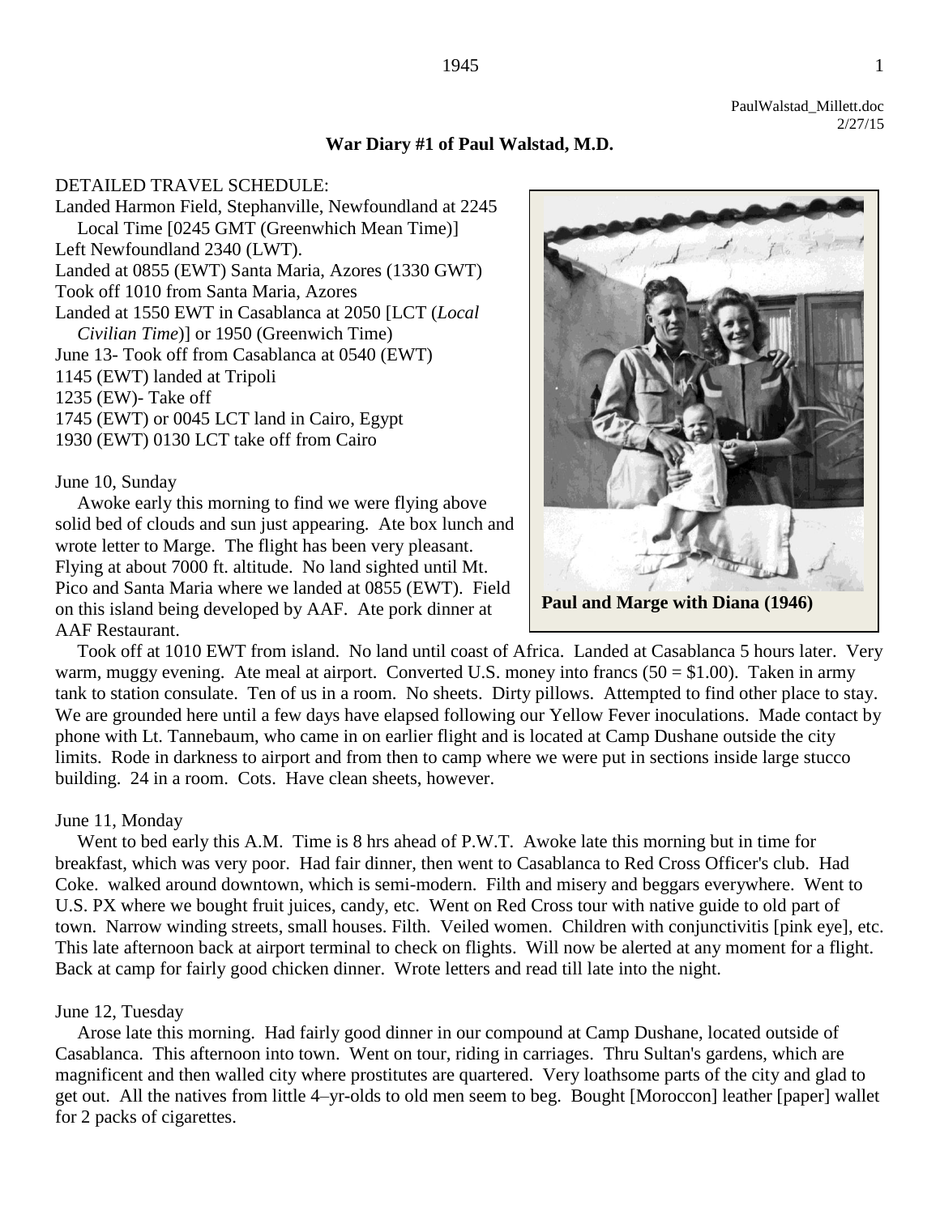PaulWalstad_Millett.doc
2/27/15

**War Diary #1 of Paul Walstad, M.D.**

DETAILED TRAVEL SCHEDULE:

Landed Harmon Field, Stephanville, Newfoundland at 2245 Local Time [0245 GMT (Greenwhich Mean Time)]
Left Newfoundland 2340 (LWT).
Landed at 0855 (EWT) Santa Maria, Azores (1330 GWT)
Took off 1010 from Santa Maria, Azores
Landed at 1550 EWT in Casablanca at 2050 [LCT (*Local Civilian Time*)] or 1950 (Greenwich Time)
June 13- Took off from Casablanca at 0540 (EWT)
1145 (EWT) landed at Tripoli
1235 (EW)- Take off
1745 (EWT) or 0045 LCT land in Cairo, Egypt
1930 (EWT) 0130 LCT take off from Cairo

**Paul and Marge with Diana (1946)**

June 10, Sunday

Awoke early this morning to find we were flying above solid bed of clouds and sun just appearing. Ate box lunch and wrote letter to Marge. The flight has been very pleasant. Flying at about 7000 ft. altitude. No land sighted until Mt. Pico and Santa Maria where we landed at 0855 (EWT). Field on this island being developed by AAF. Ate pork dinner at AAF Restaurant.

Took off at 1010 EWT from island. No land until coast of Africa. Landed at Casablanca 5 hours later. Very warm, muggy evening. Ate meal at airport. Converted U.S. money into francs (50 = $1.00). Taken in army tank to station consulate. Ten of us in a room. No sheets. Dirty pillows. Attempted to find other place to stay. We are grounded here until a few days have elapsed following our Yellow Fever inoculations. Made contact by phone with Lt. Tannebaum, who came in on earlier flight and is located at Camp Dushane outside the city limits. Rode in darkness to airport and from then to camp where we were put in sections inside large stucco building. 24 in a room. Cots. Have clean sheets, however.

June 11, Monday

Went to bed early this A.M. Time is 8 hrs ahead of P.W.T. Awoke late this morning but in time for breakfast, which was very poor. Had fair dinner, then went to Casablanca to Red Cross Officer's club. Had Coke. walked around downtown, which is semi-modern. Filth and misery and beggars everywhere. Went to U.S. PX where we bought fruit juices, candy, etc. Went on Red Cross tour with native guide to old part of town. Narrow winding streets, small houses. Filth. Veiled women. Children with conjunctivitis [pink eye], etc. This late afternoon back at airport terminal to check on flights. Will now be alerted at any moment for a flight. Back at camp for fairly good chicken dinner. Wrote letters and read till late into the night.

June 12, Tuesday

Arose late this morning. Had fairly good dinner in our compound at Camp Dushane, located outside of Casablanca. This afternoon into town. Went on tour, riding in carriages. Thru Sultan's gardens, which are magnificent and then walled city where prostitutes are quartered. Very loathsome parts of the city and glad to get out. All the natives from little 4–yr-olds to old men seem to beg. Bought [Moroccon] leather [paper] wallet for 2 packs of cigarettes.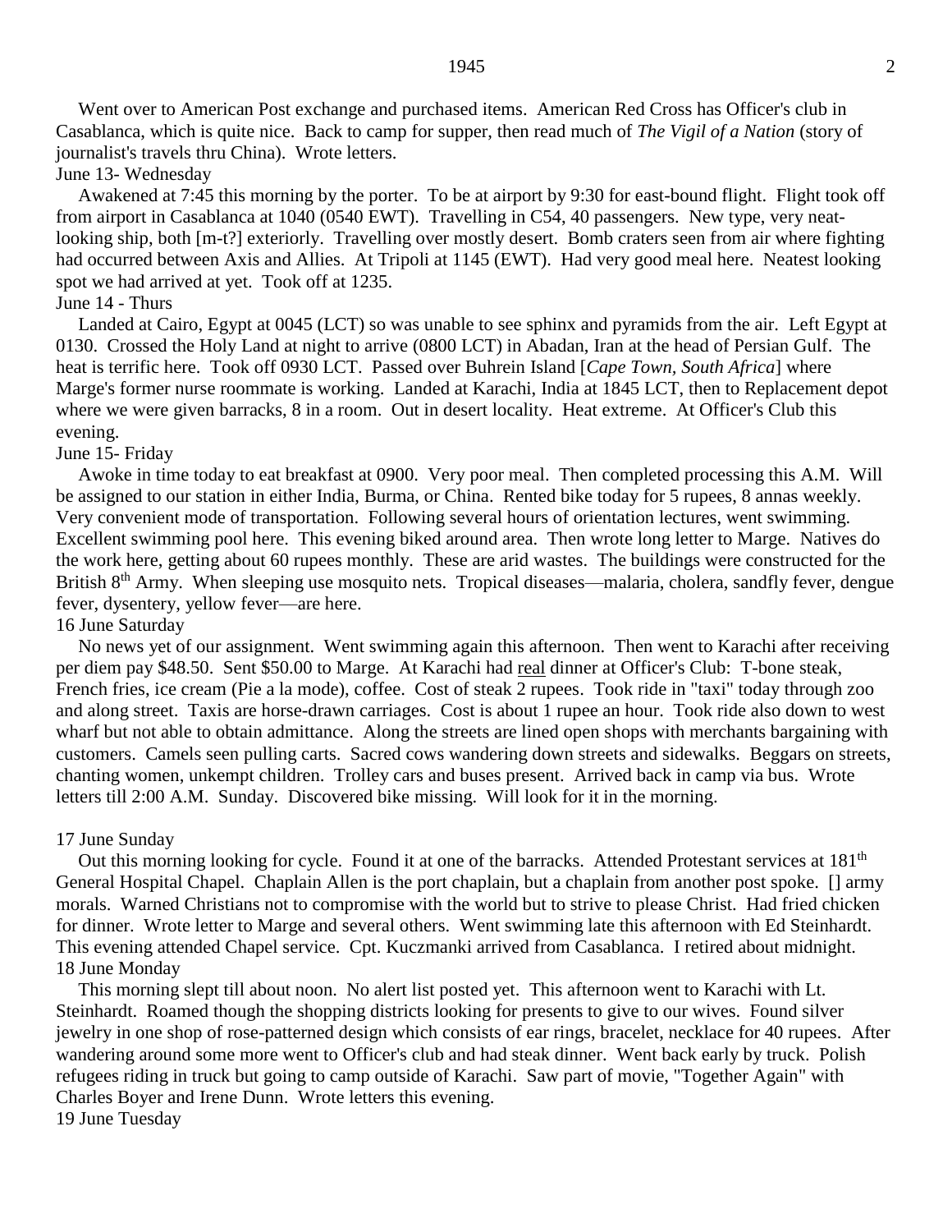Went over to American Post exchange and purchased items. American Red Cross has Officer's club in Casablanca, which is quite nice. Back to camp for supper, then read much of *The Vigil of a Nation* (story of journalist's travels thru China). Wrote letters.

June 13- Wednesday

Awakened at 7:45 this morning by the porter. To be at airport by 9:30 for east-bound flight. Flight took off from airport in Casablanca at 1040 (0540 EWT). Travelling in C54, 40 passengers. New type, very neat-looking ship, both [m-t?] exteriorly. Travelling over mostly desert. Bomb craters seen from air where fighting had occurred between Axis and Allies. At Tripoli at 1145 (EWT). Had very good meal here. Neatest looking spot we had arrived at yet. Took off at 1235.

June 14 - Thurs

Landed at Cairo, Egypt at 0045 (LCT) so was unable to see sphinx and pyramids from the air. Left Egypt at 0130. Crossed the Holy Land at night to arrive (0800 LCT) in Abadan, Iran at the head of Persian Gulf. The heat is terrific here. Took off 0930 LCT. Passed over Buhrein Island [*Cape Town, South Africa*] where Marge's former nurse roommate is working. Landed at Karachi, India at 1845 LCT, then to Replacement depot where we were given barracks, 8 in a room. Out in desert locality. Heat extreme. At Officer's Club this evening.

June 15- Friday

Awoke in time today to eat breakfast at 0900. Very poor meal. Then completed processing this A.M. Will be assigned to our station in either India, Burma, or China. Rented bike today for 5 rupees, 8 annas weekly. Very convenient mode of transportation. Following several hours of orientation lectures, went swimming. Excellent swimming pool here. This evening biked around area. Then wrote long letter to Marge. Natives do the work here, getting about 60 rupees monthly. These are arid wastes. The buildings were constructed for the British 8th Army. When sleeping use mosquito nets. Tropical diseases—malaria, cholera, sandfly fever, dengue fever, dysentery, yellow fever—are here.

16 June Saturday

No news yet of our assignment. Went swimming again this afternoon. Then went to Karachi after receiving per diem pay $48.50. Sent $50.00 to Marge. At Karachi had <u>real</u> dinner at Officer's Club: T-bone steak, French fries, ice cream (Pie a la mode), coffee. Cost of steak 2 rupees. Took ride in "taxi" today through zoo and along street. Taxis are horse-drawn carriages. Cost is about 1 rupee an hour. Took ride also down to west wharf but not able to obtain admittance. Along the streets are lined open shops with merchants bargaining with customers. Camels seen pulling carts. Sacred cows wandering down streets and sidewalks. Beggars on streets, chanting women, unkempt children. Trolley cars and buses present. Arrived back in camp via bus. Wrote letters till 2:00 A.M. Sunday. Discovered bike missing. Will look for it in the morning.

17 June Sunday

Out this morning looking for cycle. Found it at one of the barracks. Attended Protestant services at 181st General Hospital Chapel. Chaplain Allen is the port chaplain, but a chaplain from another post spoke. [] army morals. Warned Christians not to compromise with the world but to strive to please Christ. Had fried chicken for dinner. Wrote letter to Marge and several others. Went swimming late this afternoon with Ed Steinhardt. This evening attended Chapel service. Cpt. Kuczmanki arrived from Casablanca. I retired about midnight.

18 June Monday

This morning slept till about noon. No alert list posted yet. This afternoon went to Karachi with Lt. Steinhardt. Roamed though the shopping districts looking for presents to give to our wives. Found silver jewelry in one shop of rose-patterned design which consists of ear rings, bracelet, necklace for 40 rupees. After wandering around some more went to Officer's club and had steak dinner. Went back early by truck. Polish refugees riding in truck but going to camp outside of Karachi. Saw part of movie, "Together Again" with Charles Boyer and Irene Dunn. Wrote letters this evening.

19 June Tuesday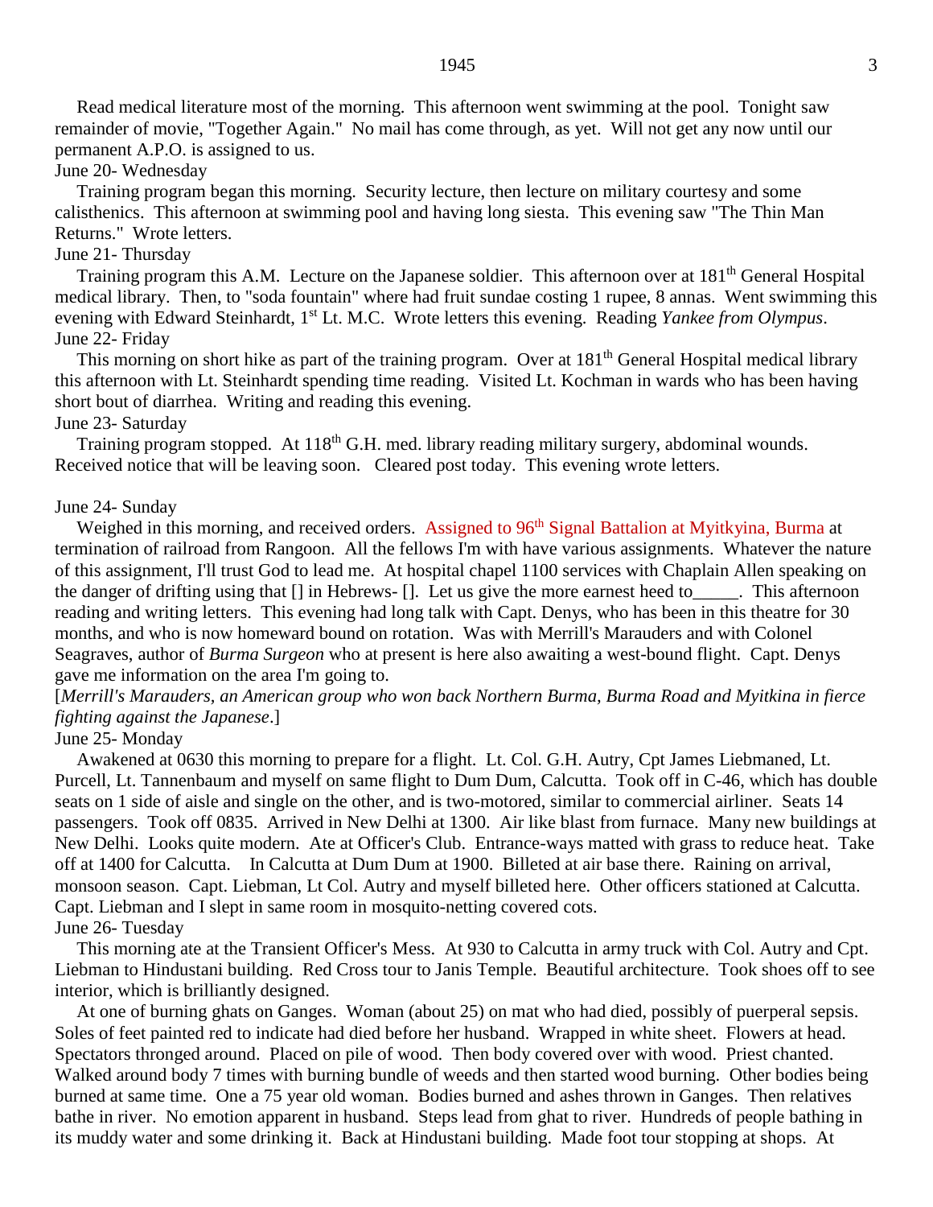Read medical literature most of the morning. This afternoon went swimming at the pool. Tonight saw remainder of movie, "Together Again." No mail has come through, as yet. Will not get any now until our permanent A.P.O. is assigned to us.

June 20- Wednesday

Training program began this morning. Security lecture, then lecture on military courtesy and some calisthenics. This afternoon at swimming pool and having long siesta. This evening saw "The Thin Man Returns." Wrote letters.

June 21- Thursday

Training program this A.M. Lecture on the Japanese soldier. This afternoon over at 181th General Hospital medical library. Then, to "soda fountain" where had fruit sundae costing 1 rupee, 8 annas. Went swimming this evening with Edward Steinhardt, 1st Lt. M.C. Wrote letters this evening. Reading *Yankee from Olympus*.

June 22- Friday

This morning on short hike as part of the training program. Over at 181th General Hospital medical library this afternoon with Lt. Steinhardt spending time reading. Visited Lt. Kochman in wards who has been having short bout of diarrhea. Writing and reading this evening.

June 23- Saturday

Training program stopped. At 118th G.H. med. library reading military surgery, abdominal wounds. Received notice that will be leaving soon. Cleared post today. This evening wrote letters.

June 24- Sunday

Weighed in this morning, and received orders. Assigned to 96th Signal Battalion at Myitkyina, Burma at termination of railroad from Rangoon. All the fellows I'm with have various assignments. Whatever the nature of this assignment, I'll trust God to lead me. At hospital chapel 1100 services with Chaplain Allen speaking on the danger of drifting using that [] in Hebrews- []. Let us give the more earnest heed to_____. This afternoon reading and writing letters. This evening had long talk with Capt. Denys, who has been in this theatre for 30 months, and who is now homeward bound on rotation. Was with Merrill's Marauders and with Colonel Seagraves, author of *Burma Surgeon* who at present is here also awaiting a west-bound flight. Capt. Denys gave me information on the area I'm going to.

[*Merrill's Marauders, an American group who won back Northern Burma, Burma Road and Myitkina in fierce fighting against the Japanese*.]

June 25- Monday

Awakened at 0630 this morning to prepare for a flight. Lt. Col. G.H. Autry, Cpt James Liebmaned, Lt. Purcell, Lt. Tannenbaum and myself on same flight to Dum Dum, Calcutta. Took off in C-46, which has double seats on 1 side of aisle and single on the other, and is two-motored, similar to commercial airliner. Seats 14 passengers. Took off 0835. Arrived in New Delhi at 1300. Air like blast from furnace. Many new buildings at New Delhi. Looks quite modern. Ate at Officer's Club. Entrance-ways matted with grass to reduce heat. Take off at 1400 for Calcutta. In Calcutta at Dum Dum at 1900. Billeted at air base there. Raining on arrival, monsoon season. Capt. Liebman, Lt Col. Autry and myself billeted here. Other officers stationed at Calcutta. Capt. Liebman and I slept in same room in mosquito-netting covered cots.

June 26- Tuesday

This morning ate at the Transient Officer's Mess. At 930 to Calcutta in army truck with Col. Autry and Cpt. Liebman to Hindustani building. Red Cross tour to Janis Temple. Beautiful architecture. Took shoes off to see interior, which is brilliantly designed.

At one of burning ghats on Ganges. Woman (about 25) on mat who had died, possibly of puerperal sepsis. Soles of feet painted red to indicate had died before her husband. Wrapped in white sheet. Flowers at head. Spectators thronged around. Placed on pile of wood. Then body covered over with wood. Priest chanted. Walked around body 7 times with burning bundle of weeds and then started wood burning. Other bodies being burned at same time. One a 75 year old woman. Bodies burned and ashes thrown in Ganges. Then relatives bathe in river. No emotion apparent in husband. Steps lead from ghat to river. Hundreds of people bathing in its muddy water and some drinking it. Back at Hindustani building. Made foot tour stopping at shops. At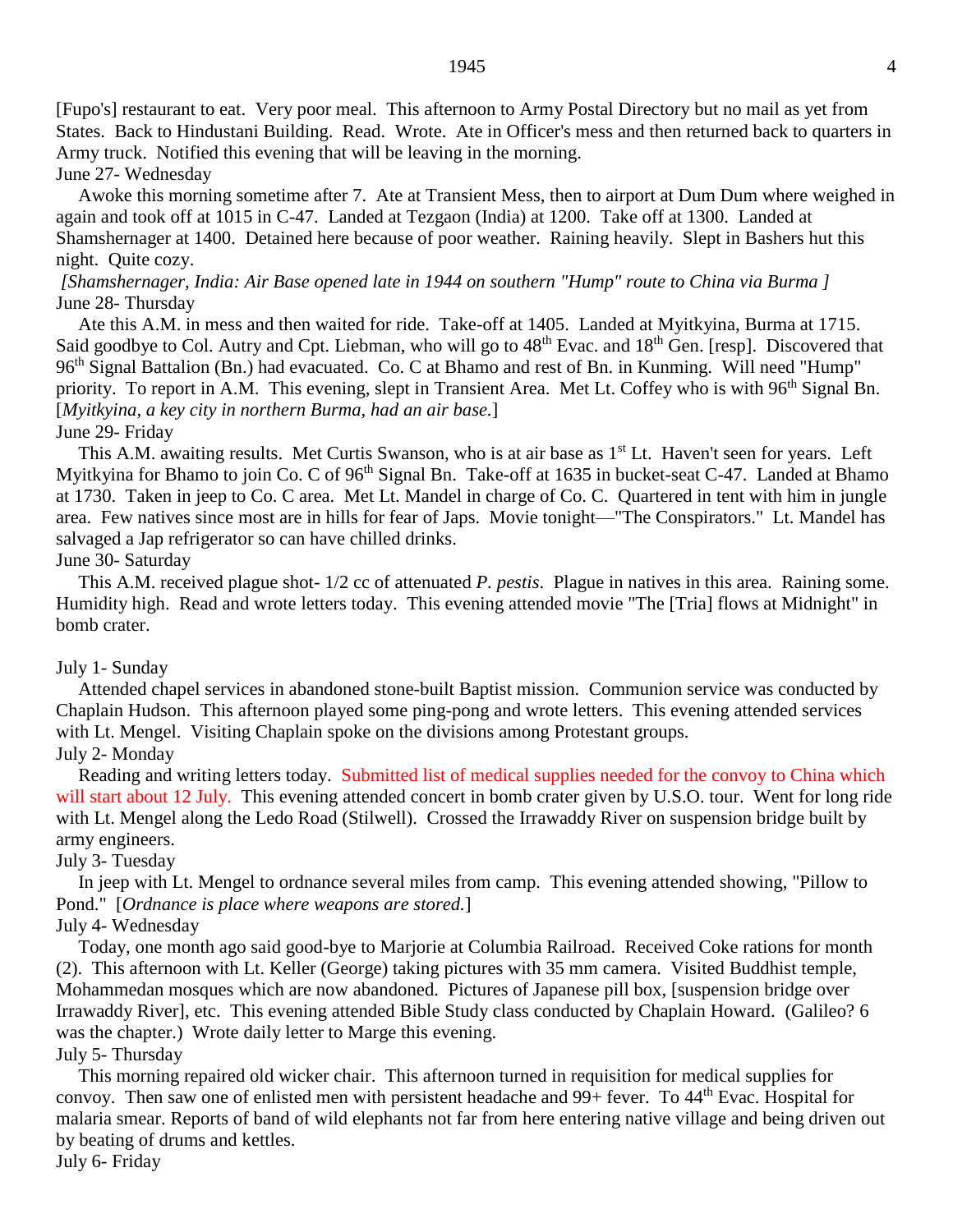[Fupo's] restaurant to eat. Very poor meal. This afternoon to Army Postal Directory but no mail as yet from States. Back to Hindustani Building. Read. Wrote. Ate in Officer's mess and then returned back to quarters in Army truck. Notified this evening that will be leaving in the morning.

June 27- Wednesday

Awoke this morning sometime after 7. Ate at Transient Mess, then to airport at Dum Dum where weighed in again and took off at 1015 in C-47. Landed at Tezgaon (India) at 1200. Take off at 1300. Landed at Shamshernager at 1400. Detained here because of poor weather. Raining heavily. Slept in Bashers hut this night. Quite cozy.

*[Shamshernager, India: Air Base opened late in 1944 on southern "Hump" route to China via Burma ]*

June 28- Thursday

Ate this A.M. in mess and then waited for ride. Take-off at 1405. Landed at Myitkyina, Burma at 1715. Said goodbye to Col. Autry and Cpt. Liebman, who will go to 48th Evac. and 18th Gen. [resp]. Discovered that 96th Signal Battalion (Bn.) had evacuated. Co. C at Bhamo and rest of Bn. in Kunming. Will need "Hump" priority. To report in A.M. This evening, slept in Transient Area. Met Lt. Coffey who is with 96th Signal Bn. [*Myitkyina, a key city in northern Burma, had an air base.*]

June 29- Friday

This A.M. awaiting results. Met Curtis Swanson, who is at air base as 1st Lt. Haven't seen for years. Left Myitkyina for Bhamo to join Co. C of 96th Signal Bn. Take-off at 1635 in bucket-seat C-47. Landed at Bhamo at 1730. Taken in jeep to Co. C area. Met Lt. Mandel in charge of Co. C. Quartered in tent with him in jungle area. Few natives since most are in hills for fear of Japs. Movie tonight—"The Conspirators." Lt. Mandel has salvaged a Jap refrigerator so can have chilled drinks.

June 30- Saturday

This A.M. received plague shot- 1/2 cc of attenuated *P. pestis*. Plague in natives in this area. Raining some. Humidity high. Read and wrote letters today. This evening attended movie "The [Tria] flows at Midnight" in bomb crater.

July 1- Sunday

Attended chapel services in abandoned stone-built Baptist mission. Communion service was conducted by Chaplain Hudson. This afternoon played some ping-pong and wrote letters. This evening attended services with Lt. Mengel. Visiting Chaplain spoke on the divisions among Protestant groups.

July 2- Monday

Reading and writing letters today. Submitted list of medical supplies needed for the convoy to China which will start about 12 July. This evening attended concert in bomb crater given by U.S.O. tour. Went for long ride with Lt. Mengel along the Ledo Road (Stilwell). Crossed the Irrawaddy River on suspension bridge built by army engineers.

July 3- Tuesday

In jeep with Lt. Mengel to ordnance several miles from camp. This evening attended showing, "Pillow to Pond." [*Ordnance is place where weapons are stored.*]

July 4- Wednesday

Today, one month ago said good-bye to Marjorie at Columbia Railroad. Received Coke rations for month (2). This afternoon with Lt. Keller (George) taking pictures with 35 mm camera. Visited Buddhist temple, Mohammedan mosques which are now abandoned. Pictures of Japanese pill box, [suspension bridge over Irrawaddy River], etc. This evening attended Bible Study class conducted by Chaplain Howard. (Galileo? 6 was the chapter.) Wrote daily letter to Marge this evening.

July 5- Thursday

This morning repaired old wicker chair. This afternoon turned in requisition for medical supplies for convoy. Then saw one of enlisted men with persistent headache and 99+ fever. To 44th Evac. Hospital for malaria smear. Reports of band of wild elephants not far from here entering native village and being driven out by beating of drums and kettles.

July 6- Friday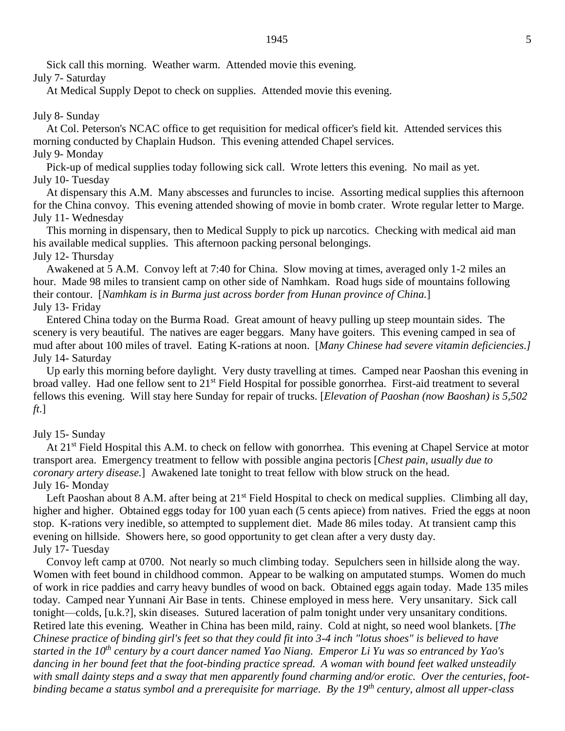Sick call this morning. Weather warm. Attended movie this evening.

July 7- Saturday

At Medical Supply Depot to check on supplies. Attended movie this evening.

July 8- Sunday

At Col. Peterson's NCAC office to get requisition for medical officer's field kit. Attended services this morning conducted by Chaplain Hudson. This evening attended Chapel services.

July 9- Monday

Pick-up of medical supplies today following sick call. Wrote letters this evening. No mail as yet.

July 10- Tuesday

At dispensary this A.M. Many abscesses and furuncles to incise. Assorting medical supplies this afternoon for the China convoy. This evening attended showing of movie in bomb crater. Wrote regular letter to Marge.

July 11- Wednesday

This morning in dispensary, then to Medical Supply to pick up narcotics. Checking with medical aid man his available medical supplies. This afternoon packing personal belongings.

July 12- Thursday

Awakened at 5 A.M. Convoy left at 7:40 for China. Slow moving at times, averaged only 1-2 miles an hour. Made 98 miles to transient camp on other side of Namhkam. Road hugs side of mountains following their contour. [*Namhkam is in Burma just across border from Hunan province of China.*]

July 13- Friday

Entered China today on the Burma Road. Great amount of heavy pulling up steep mountain sides. The scenery is very beautiful. The natives are eager beggars. Many have goiters. This evening camped in sea of mud after about 100 miles of travel. Eating K-rations at noon. [*Many Chinese had severe vitamin deficiencies.]*

July 14- Saturday

Up early this morning before daylight. Very dusty travelling at times. Camped near Paoshan this evening in broad valley. Had one fellow sent to 21st Field Hospital for possible gonorrhea. First-aid treatment to several fellows this evening. Will stay here Sunday for repair of trucks. [*Elevation of Paoshan (now Baoshan) is 5,502 ft.*]

July 15- Sunday

At 21st Field Hospital this A.M. to check on fellow with gonorrhea. This evening at Chapel Service at motor transport area. Emergency treatment to fellow with possible angina pectoris [*Chest pain, usually due to coronary artery disease.*] Awakened late tonight to treat fellow with blow struck on the head.

July 16- Monday

Left Paoshan about 8 A.M. after being at 21st Field Hospital to check on medical supplies. Climbing all day, higher and higher. Obtained eggs today for 100 yuan each (5 cents apiece) from natives. Fried the eggs at noon stop. K-rations very inedible, so attempted to supplement diet. Made 86 miles today. At transient camp this evening on hillside. Showers here, so good opportunity to get clean after a very dusty day.

July 17- Tuesday

Convoy left camp at 0700. Not nearly so much climbing today. Sepulchers seen in hillside along the way. Women with feet bound in childhood common. Appear to be walking on amputated stumps. Women do much of work in rice paddies and carry heavy bundles of wood on back. Obtained eggs again today. Made 135 miles today. Camped near Yunnani Air Base in tents. Chinese employed in mess here. Very unsanitary. Sick call tonight—colds, [u.k.?], skin diseases. Sutured laceration of palm tonight under very unsanitary conditions. Retired late this evening. Weather in China has been mild, rainy. Cold at night, so need wool blankets. [*The Chinese practice of binding girl's feet so that they could fit into 3-4 inch "lotus shoes" is believed to have started in the 10th century by a court dancer named Yao Niang. Emperor Li Yu was so entranced by Yao's dancing in her bound feet that the foot-binding practice spread. A woman with bound feet walked unsteadily with small dainty steps and a sway that men apparently found charming and/or erotic. Over the centuries, foot-binding became a status symbol and a prerequisite for marriage. By the 19th century, almost all upper-class*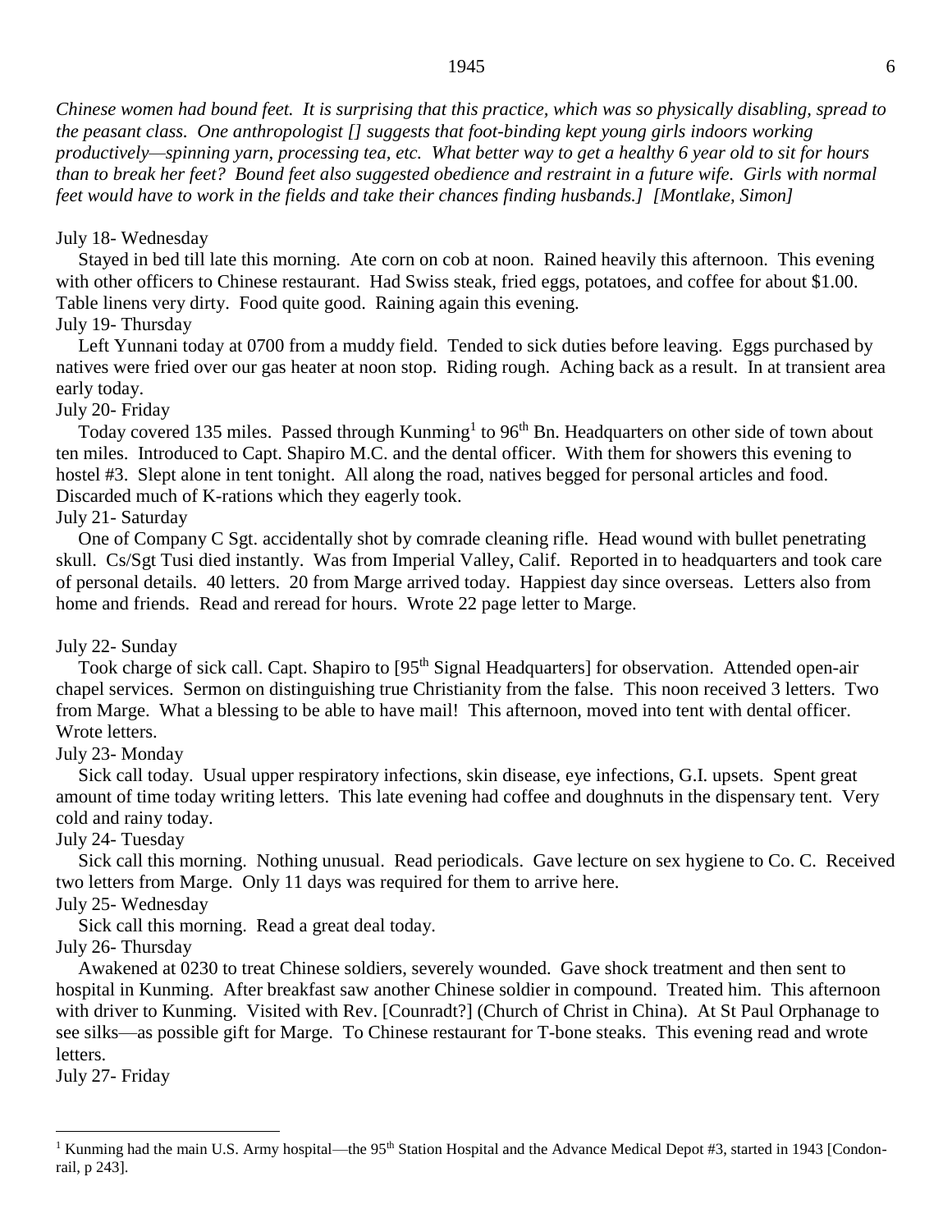*Chinese women had bound feet. It is surprising that this practice, which was so physically disabling, spread to the peasant class. One anthropologist [] suggests that foot-binding kept young girls indoors working productively—spinning yarn, processing tea, etc. What better way to get a healthy 6 year old to sit for hours than to break her feet? Bound feet also suggested obedience and restraint in a future wife. Girls with normal feet would have to work in the fields and take their chances finding husbands.] [Montlake, Simon]*

July 18- Wednesday

Stayed in bed till late this morning. Ate corn on cob at noon. Rained heavily this afternoon. This evening with other officers to Chinese restaurant. Had Swiss steak, fried eggs, potatoes, and coffee for about $1.00. Table linens very dirty. Food quite good. Raining again this evening.

July 19- Thursday

Left Yunnani today at 0700 from a muddy field. Tended to sick duties before leaving. Eggs purchased by natives were fried over our gas heater at noon stop. Riding rough. Aching back as a result. In at transient area early today.

July 20- Friday

Today covered 135 miles. Passed through Kunming[1] to 96th Bn. Headquarters on other side of town about ten miles. Introduced to Capt. Shapiro M.C. and the dental officer. With them for showers this evening to hostel #3. Slept alone in tent tonight. All along the road, natives begged for personal articles and food. Discarded much of K-rations which they eagerly took.

July 21- Saturday

One of Company C Sgt. accidentally shot by comrade cleaning rifle. Head wound with bullet penetrating skull. Cs/Sgt Tusi died instantly. Was from Imperial Valley, Calif. Reported in to headquarters and took care of personal details. 40 letters. 20 from Marge arrived today. Happiest day since overseas. Letters also from home and friends. Read and reread for hours. Wrote 22 page letter to Marge.

July 22- Sunday

Took charge of sick call. Capt. Shapiro to [95th Signal Headquarters] for observation. Attended open-air chapel services. Sermon on distinguishing true Christianity from the false. This noon received 3 letters. Two from Marge. What a blessing to be able to have mail! This afternoon, moved into tent with dental officer. Wrote letters.

July 23- Monday

Sick call today. Usual upper respiratory infections, skin disease, eye infections, G.I. upsets. Spent great amount of time today writing letters. This late evening had coffee and doughnuts in the dispensary tent. Very cold and rainy today.

July 24- Tuesday

Sick call this morning. Nothing unusual. Read periodicals. Gave lecture on sex hygiene to Co. C. Received two letters from Marge. Only 11 days was required for them to arrive here.

July 25- Wednesday

Sick call this morning. Read a great deal today.

July 26- Thursday

Awakened at 0230 to treat Chinese soldiers, severely wounded. Gave shock treatment and then sent to hospital in Kunming. After breakfast saw another Chinese soldier in compound. Treated him. This afternoon with driver to Kunming. Visited with Rev. [Counradt?] (Church of Christ in China). At St Paul Orphanage to see silks—as possible gift for Marge. To Chinese restaurant for T-bone steaks. This evening read and wrote letters.

July 27- Friday

---

[1] Kunming had the main U.S. Army hospital—the 95th Station Hospital and the Advance Medical Depot #3, started in 1943 [Condon-rail, p 243].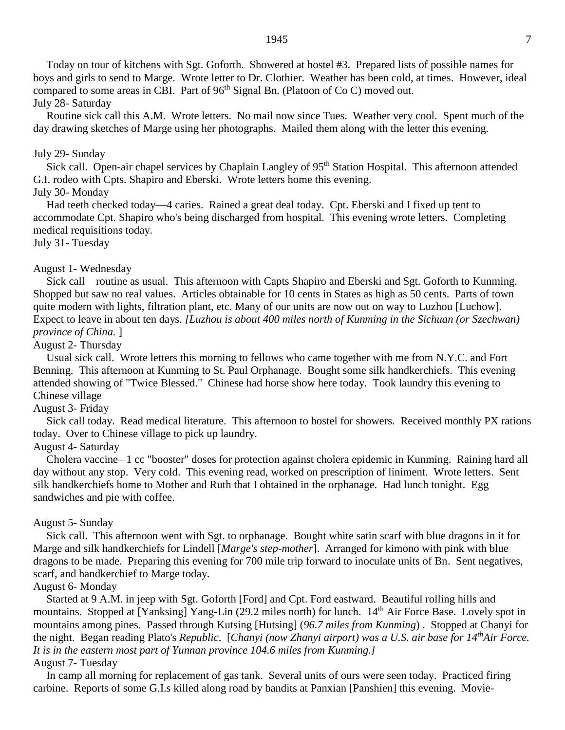Today on tour of kitchens with Sgt. Goforth. Showered at hostel #3. Prepared lists of possible names for boys and girls to send to Marge. Wrote letter to Dr. Clothier. Weather has been cold, at times. However, ideal compared to some areas in CBI. Part of 96th Signal Bn. (Platoon of Co C) moved out.

July 28- Saturday

Routine sick call this A.M. Wrote letters. No mail now since Tues. Weather very cool. Spent much of the day drawing sketches of Marge using her photographs. Mailed them along with the letter this evening.

July 29- Sunday

Sick call. Open-air chapel services by Chaplain Langley of 95th Station Hospital. This afternoon attended G.I. rodeo with Cpts. Shapiro and Eberski. Wrote letters home this evening.

July 30- Monday

Had teeth checked today—4 caries. Rained a great deal today. Cpt. Eberski and I fixed up tent to accommodate Cpt. Shapiro who's being discharged from hospital. This evening wrote letters. Completing medical requisitions today.

July 31- Tuesday

August 1- Wednesday

Sick call—routine as usual. This afternoon with Capts Shapiro and Eberski and Sgt. Goforth to Kunming. Shopped but saw no real values. Articles obtainable for 10 cents in States as high as 50 cents. Parts of town quite modern with lights, filtration plant, etc. Many of our units are now out on way to Luzhou [Luchow]. Expect to leave in about ten days. *[Luzhou is about 400 miles north of Kunming in the Sichuan (or Szechwan) province of China.* ]

August 2- Thursday

Usual sick call. Wrote letters this morning to fellows who came together with me from N.Y.C. and Fort Benning. This afternoon at Kunming to St. Paul Orphanage. Bought some silk handkerchiefs. This evening attended showing of "Twice Blessed." Chinese had horse show here today. Took laundry this evening to Chinese village

August 3- Friday

Sick call today. Read medical literature. This afternoon to hostel for showers. Received monthly PX rations today. Over to Chinese village to pick up laundry.

August 4- Saturday

Cholera vaccine– 1 cc "booster" doses for protection against cholera epidemic in Kunming. Raining hard all day without any stop. Very cold. This evening read, worked on prescription of liniment. Wrote letters. Sent silk handkerchiefs home to Mother and Ruth that I obtained in the orphanage. Had lunch tonight. Egg sandwiches and pie with coffee.

August 5- Sunday

Sick call. This afternoon went with Sgt. to orphanage. Bought white satin scarf with blue dragons in it for Marge and silk handkerchiefs for Lindell [*Marge's step-mother*]. Arranged for kimono with pink with blue dragons to be made. Preparing this evening for 700 mile trip forward to inoculate units of Bn. Sent negatives, scarf, and handkerchief to Marge today.

August 6- Monday

Started at 9 A.M. in jeep with Sgt. Goforth [Ford] and Cpt. Ford eastward. Beautiful rolling hills and mountains. Stopped at [Yanksing] Yang-Lin (29.2 miles north) for lunch. 14th Air Force Base. Lovely spot in mountains among pines. Passed through Kutsing [Hutsing] (*96.7 miles from Kunming*) . Stopped at Chanyi for the night. Began reading Plato's *Republic*. [*Chanyi (now Zhanyi airport) was a U.S. air base for 14th Air Force. It is in the eastern most part of Yunnan province 104.6 miles from Kunming.]*

August 7- Tuesday

In camp all morning for replacement of gas tank. Several units of ours were seen today. Practiced firing carbine. Reports of some G.I.s killed along road by bandits at Panxian [Panshien] this evening. Movie-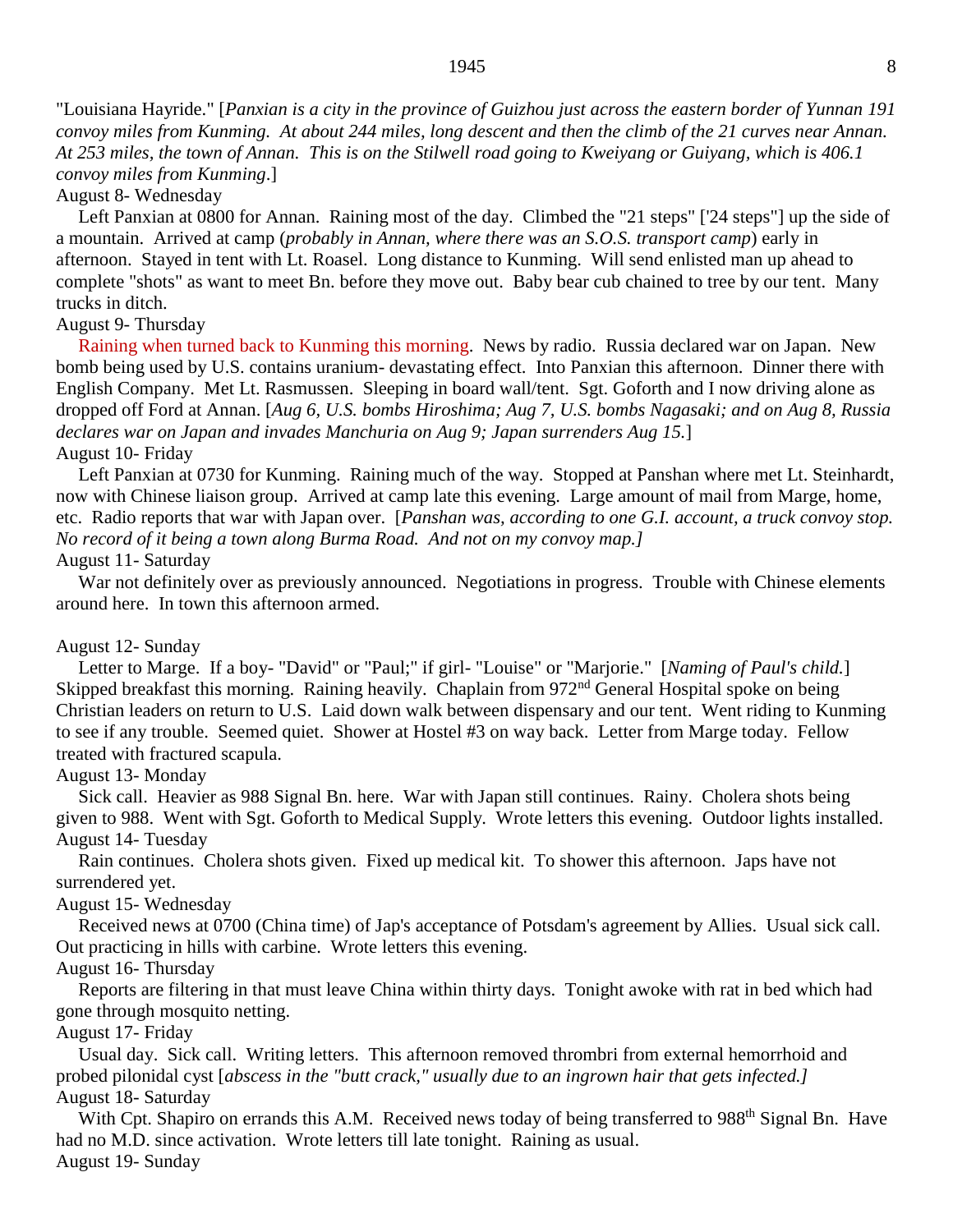"Louisiana Hayride." [*Panxian is a city in the province of Guizhou just across the eastern border of Yunnan 191 convoy miles from Kunming. At about 244 miles, long descent and then the climb of the 21 curves near Annan. At 253 miles, the town of Annan. This is on the Stilwell road going to Kweiyang or Guiyang, which is 406.1 convoy miles from Kunming*.]

August 8- Wednesday

Left Panxian at 0800 for Annan. Raining most of the day. Climbed the "21 steps" ['24 steps"] up the side of a mountain. Arrived at camp (*probably in Annan, where there was an S.O.S. transport camp*) early in afternoon. Stayed in tent with Lt. Roasel. Long distance to Kunming. Will send enlisted man up ahead to complete "shots" as want to meet Bn. before they move out. Baby bear cub chained to tree by our tent. Many trucks in ditch.

August 9- Thursday

Raining when turned back to Kunming this morning. News by radio. Russia declared war on Japan. New bomb being used by U.S. contains uranium- devastating effect. Into Panxian this afternoon. Dinner there with English Company. Met Lt. Rasmussen. Sleeping in board wall/tent. Sgt. Goforth and I now driving alone as dropped off Ford at Annan. [*Aug 6, U.S. bombs Hiroshima; Aug 7, U.S. bombs Nagasaki; and on Aug 8, Russia declares war on Japan and invades Manchuria on Aug 9; Japan surrenders Aug 15.*]

August 10- Friday

Left Panxian at 0730 for Kunming. Raining much of the way. Stopped at Panshan where met Lt. Steinhardt, now with Chinese liaison group. Arrived at camp late this evening. Large amount of mail from Marge, home, etc. Radio reports that war with Japan over. [*Panshan was, according to one G.I. account, a truck convoy stop. No record of it being a town along Burma Road. And not on my convoy map.]*

August 11- Saturday

War not definitely over as previously announced. Negotiations in progress. Trouble with Chinese elements around here. In town this afternoon armed.

August 12- Sunday

Letter to Marge. If a boy- "David" or "Paul;" if girl- "Louise" or "Marjorie." [*Naming of Paul's child.*] Skipped breakfast this morning. Raining heavily. Chaplain from 972nd General Hospital spoke on being Christian leaders on return to U.S. Laid down walk between dispensary and our tent. Went riding to Kunming to see if any trouble. Seemed quiet. Shower at Hostel #3 on way back. Letter from Marge today. Fellow treated with fractured scapula.

August 13- Monday

Sick call. Heavier as 988 Signal Bn. here. War with Japan still continues. Rainy. Cholera shots being given to 988. Went with Sgt. Goforth to Medical Supply. Wrote letters this evening. Outdoor lights installed.

August 14- Tuesday

Rain continues. Cholera shots given. Fixed up medical kit. To shower this afternoon. Japs have not surrendered yet.

August 15- Wednesday

Received news at 0700 (China time) of Jap's acceptance of Potsdam's agreement by Allies. Usual sick call. Out practicing in hills with carbine. Wrote letters this evening.

August 16- Thursday

Reports are filtering in that must leave China within thirty days. Tonight awoke with rat in bed which had gone through mosquito netting.

August 17- Friday

Usual day. Sick call. Writing letters. This afternoon removed thrombri from external hemorrhoid and probed pilonidal cyst [*abscess in the "butt crack," usually due to an ingrown hair that gets infected.]*

August 18- Saturday

With Cpt. Shapiro on errands this A.M. Received news today of being transferred to 988th Signal Bn. Have had no M.D. since activation. Wrote letters till late tonight. Raining as usual.

August 19- Sunday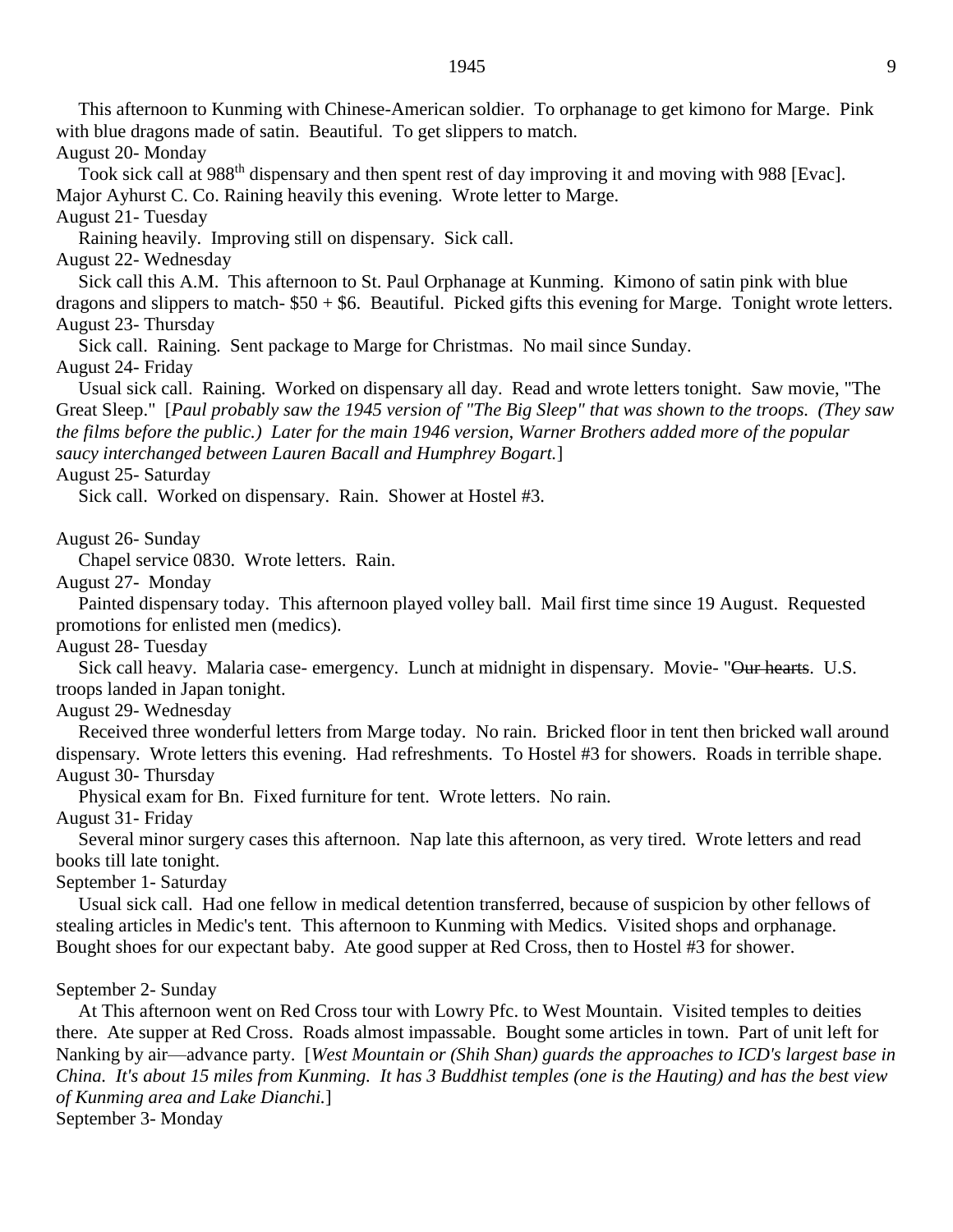This afternoon to Kunming with Chinese-American soldier. To orphanage to get kimono for Marge. Pink with blue dragons made of satin. Beautiful. To get slippers to match.

August 20- Monday

Took sick call at 988th dispensary and then spent rest of day improving it and moving with 988 [Evac]. Major Ayhurst C. Co. Raining heavily this evening. Wrote letter to Marge.

August 21- Tuesday

Raining heavily. Improving still on dispensary. Sick call.

August 22- Wednesday

Sick call this A.M. This afternoon to St. Paul Orphanage at Kunming. Kimono of satin pink with blue dragons and slippers to match- $50 + $6. Beautiful. Picked gifts this evening for Marge. Tonight wrote letters.

August 23- Thursday

Sick call. Raining. Sent package to Marge for Christmas. No mail since Sunday.

August 24- Friday

Usual sick call. Raining. Worked on dispensary all day. Read and wrote letters tonight. Saw movie, "The Great Sleep." [*Paul probably saw the 1945 version of "The Big Sleep" that was shown to the troops. (They saw the films before the public.) Later for the main 1946 version, Warner Brothers added more of the popular saucy interchanged between Lauren Bacall and Humphrey Bogart.*]

August 25- Saturday

Sick call. Worked on dispensary. Rain. Shower at Hostel #3.

August 26- Sunday

Chapel service 0830. Wrote letters. Rain.

August 27- Monday

Painted dispensary today. This afternoon played volley ball. Mail first time since 19 August. Requested promotions for enlisted men (medics).

August 28- Tuesday

Sick call heavy. Malaria case- emergency. Lunch at midnight in dispensary. Movie- "~~Our hearts~~. U.S. troops landed in Japan tonight.

August 29- Wednesday

Received three wonderful letters from Marge today. No rain. Bricked floor in tent then bricked wall around dispensary. Wrote letters this evening. Had refreshments. To Hostel #3 for showers. Roads in terrible shape.

August 30- Thursday

Physical exam for Bn. Fixed furniture for tent. Wrote letters. No rain.

August 31- Friday

Several minor surgery cases this afternoon. Nap late this afternoon, as very tired. Wrote letters and read books till late tonight.

September 1- Saturday

Usual sick call. Had one fellow in medical detention transferred, because of suspicion by other fellows of stealing articles in Medic's tent. This afternoon to Kunming with Medics. Visited shops and orphanage. Bought shoes for our expectant baby. Ate good supper at Red Cross, then to Hostel #3 for shower.

September 2- Sunday

At This afternoon went on Red Cross tour with Lowry Pfc. to West Mountain. Visited temples to deities there. Ate supper at Red Cross. Roads almost impassable. Bought some articles in town. Part of unit left for Nanking by air—advance party. [*West Mountain or (Shih Shan) guards the approaches to ICD's largest base in China. It's about 15 miles from Kunming. It has 3 Buddhist temples (one is the Hauting) and has the best view of Kunming area and Lake Dianchi.*]

September 3- Monday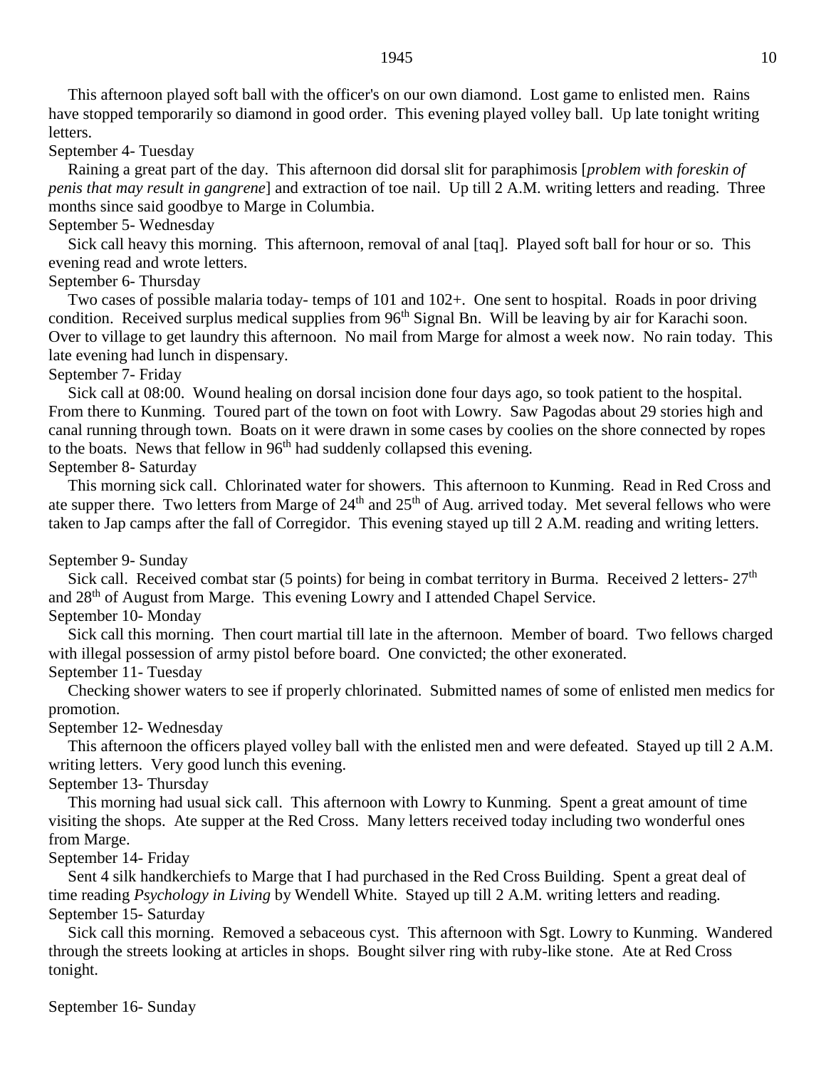This afternoon played soft ball with the officer's on our own diamond. Lost game to enlisted men. Rains have stopped temporarily so diamond in good order. This evening played volley ball. Up late tonight writing letters.

September 4- Tuesday

Raining a great part of the day. This afternoon did dorsal slit for paraphimosis [*problem with foreskin of penis that may result in gangrene*] and extraction of toe nail. Up till 2 A.M. writing letters and reading. Three months since said goodbye to Marge in Columbia.

September 5- Wednesday

Sick call heavy this morning. This afternoon, removal of anal [taq]. Played soft ball for hour or so. This evening read and wrote letters.

September 6- Thursday

Two cases of possible malaria today- temps of 101 and 102+. One sent to hospital. Roads in poor driving condition. Received surplus medical supplies from 96th Signal Bn. Will be leaving by air for Karachi soon. Over to village to get laundry this afternoon. No mail from Marge for almost a week now. No rain today. This late evening had lunch in dispensary.

September 7- Friday

Sick call at 08:00. Wound healing on dorsal incision done four days ago, so took patient to the hospital. From there to Kunming. Toured part of the town on foot with Lowry. Saw Pagodas about 29 stories high and canal running through town. Boats on it were drawn in some cases by coolies on the shore connected by ropes to the boats. News that fellow in 96th had suddenly collapsed this evening.

September 8- Saturday

This morning sick call. Chlorinated water for showers. This afternoon to Kunming. Read in Red Cross and ate supper there. Two letters from Marge of 24th and 25th of Aug. arrived today. Met several fellows who were taken to Jap camps after the fall of Corregidor. This evening stayed up till 2 A.M. reading and writing letters.

September 9- Sunday

Sick call. Received combat star (5 points) for being in combat territory in Burma. Received 2 letters- 27th and 28th of August from Marge. This evening Lowry and I attended Chapel Service.

September 10- Monday

Sick call this morning. Then court martial till late in the afternoon. Member of board. Two fellows charged with illegal possession of army pistol before board. One convicted; the other exonerated.

September 11- Tuesday

Checking shower waters to see if properly chlorinated. Submitted names of some of enlisted men medics for promotion.

September 12- Wednesday

This afternoon the officers played volley ball with the enlisted men and were defeated. Stayed up till 2 A.M. writing letters. Very good lunch this evening.

September 13- Thursday

This morning had usual sick call. This afternoon with Lowry to Kunming. Spent a great amount of time visiting the shops. Ate supper at the Red Cross. Many letters received today including two wonderful ones from Marge.

September 14- Friday

Sent 4 silk handkerchiefs to Marge that I had purchased in the Red Cross Building. Spent a great deal of time reading *Psychology in Living* by Wendell White. Stayed up till 2 A.M. writing letters and reading.

September 15- Saturday

Sick call this morning. Removed a sebaceous cyst. This afternoon with Sgt. Lowry to Kunming. Wandered through the streets looking at articles in shops. Bought silver ring with ruby-like stone. Ate at Red Cross tonight.

September 16- Sunday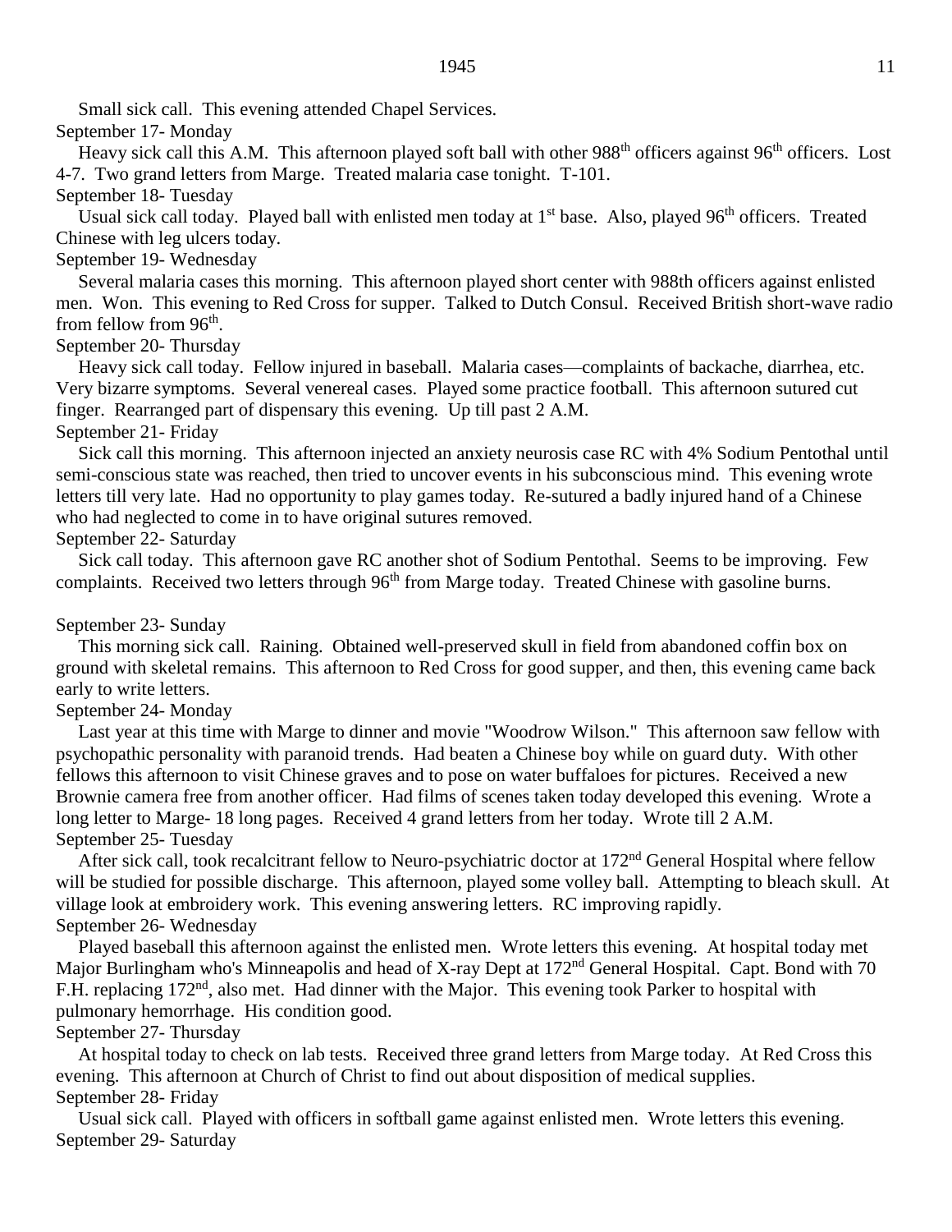Small sick call. This evening attended Chapel Services.

September 17- Monday

Heavy sick call this A.M. This afternoon played soft ball with other 988th officers against 96th officers. Lost 4-7. Two grand letters from Marge. Treated malaria case tonight. T-101.

September 18- Tuesday

Usual sick call today. Played ball with enlisted men today at 1st base. Also, played 96th officers. Treated Chinese with leg ulcers today.

September 19- Wednesday

Several malaria cases this morning. This afternoon played short center with 988th officers against enlisted men. Won. This evening to Red Cross for supper. Talked to Dutch Consul. Received British short-wave radio from fellow from 96th.

September 20- Thursday

Heavy sick call today. Fellow injured in baseball. Malaria cases—complaints of backache, diarrhea, etc. Very bizarre symptoms. Several venereal cases. Played some practice football. This afternoon sutured cut finger. Rearranged part of dispensary this evening. Up till past 2 A.M.

September 21- Friday

Sick call this morning. This afternoon injected an anxiety neurosis case RC with 4% Sodium Pentothal until semi-conscious state was reached, then tried to uncover events in his subconscious mind. This evening wrote letters till very late. Had no opportunity to play games today. Re-sutured a badly injured hand of a Chinese who had neglected to come in to have original sutures removed.

September 22- Saturday

Sick call today. This afternoon gave RC another shot of Sodium Pentothal. Seems to be improving. Few complaints. Received two letters through 96th from Marge today. Treated Chinese with gasoline burns.

September 23- Sunday

This morning sick call. Raining. Obtained well-preserved skull in field from abandoned coffin box on ground with skeletal remains. This afternoon to Red Cross for good supper, and then, this evening came back early to write letters.

September 24- Monday

Last year at this time with Marge to dinner and movie "Woodrow Wilson." This afternoon saw fellow with psychopathic personality with paranoid trends. Had beaten a Chinese boy while on guard duty. With other fellows this afternoon to visit Chinese graves and to pose on water buffaloes for pictures. Received a new Brownie camera free from another officer. Had films of scenes taken today developed this evening. Wrote a long letter to Marge- 18 long pages. Received 4 grand letters from her today. Wrote till 2 A.M.

September 25- Tuesday

After sick call, took recalcitrant fellow to Neuro-psychiatric doctor at 172nd General Hospital where fellow will be studied for possible discharge. This afternoon, played some volley ball. Attempting to bleach skull. At village look at embroidery work. This evening answering letters. RC improving rapidly.

September 26- Wednesday

Played baseball this afternoon against the enlisted men. Wrote letters this evening. At hospital today met Major Burlingham who's Minneapolis and head of X-ray Dept at 172nd General Hospital. Capt. Bond with 70 F.H. replacing 172nd, also met. Had dinner with the Major. This evening took Parker to hospital with pulmonary hemorrhage. His condition good.

September 27- Thursday

At hospital today to check on lab tests. Received three grand letters from Marge today. At Red Cross this evening. This afternoon at Church of Christ to find out about disposition of medical supplies.

September 28- Friday

Usual sick call. Played with officers in softball game against enlisted men. Wrote letters this evening.

September 29- Saturday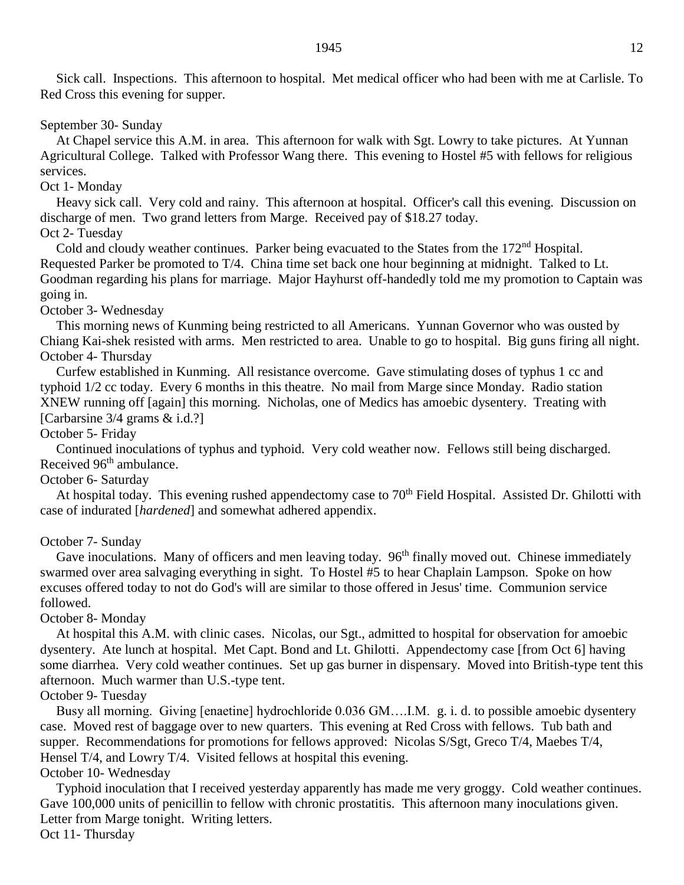Sick call. Inspections. This afternoon to hospital. Met medical officer who had been with me at Carlisle. To Red Cross this evening for supper.

September 30- Sunday

At Chapel service this A.M. in area. This afternoon for walk with Sgt. Lowry to take pictures. At Yunnan Agricultural College. Talked with Professor Wang there. This evening to Hostel #5 with fellows for religious services.

Oct 1- Monday

Heavy sick call. Very cold and rainy. This afternoon at hospital. Officer's call this evening. Discussion on discharge of men. Two grand letters from Marge. Received pay of $18.27 today.

Oct 2- Tuesday

Cold and cloudy weather continues. Parker being evacuated to the States from the 172nd Hospital. Requested Parker be promoted to T/4. China time set back one hour beginning at midnight. Talked to Lt. Goodman regarding his plans for marriage. Major Hayhurst off-handedly told me my promotion to Captain was going in.

October 3- Wednesday

This morning news of Kunming being restricted to all Americans. Yunnan Governor who was ousted by Chiang Kai-shek resisted with arms. Men restricted to area. Unable to go to hospital. Big guns firing all night.

October 4- Thursday

Curfew established in Kunming. All resistance overcome. Gave stimulating doses of typhus 1 cc and typhoid 1/2 cc today. Every 6 months in this theatre. No mail from Marge since Monday. Radio station XNEW running off [again] this morning. Nicholas, one of Medics has amoebic dysentery. Treating with [Carbarsine 3/4 grams & i.d.?]

October 5- Friday

Continued inoculations of typhus and typhoid. Very cold weather now. Fellows still being discharged. Received 96th ambulance.

October 6- Saturday

At hospital today. This evening rushed appendectomy case to 70th Field Hospital. Assisted Dr. Ghilotti with case of indurated [*hardened*] and somewhat adhered appendix.

October 7- Sunday

Gave inoculations. Many of officers and men leaving today. 96th finally moved out. Chinese immediately swarmed over area salvaging everything in sight. To Hostel #5 to hear Chaplain Lampson. Spoke on how excuses offered today to not do God's will are similar to those offered in Jesus' time. Communion service followed.

October 8- Monday

At hospital this A.M. with clinic cases. Nicolas, our Sgt., admitted to hospital for observation for amoebic dysentery. Ate lunch at hospital. Met Capt. Bond and Lt. Ghilotti. Appendectomy case [from Oct 6] having some diarrhea. Very cold weather continues. Set up gas burner in dispensary. Moved into British-type tent this afternoon. Much warmer than U.S.-type tent.

October 9- Tuesday

Busy all morning. Giving [enaetine] hydrochloride 0.036 GM….I.M. g. i. d. to possible amoebic dysentery case. Moved rest of baggage over to new quarters. This evening at Red Cross with fellows. Tub bath and supper. Recommendations for promotions for fellows approved: Nicolas S/Sgt, Greco T/4, Maebes T/4, Hensel T/4, and Lowry T/4. Visited fellows at hospital this evening.

October 10- Wednesday

Typhoid inoculation that I received yesterday apparently has made me very groggy. Cold weather continues. Gave 100,000 units of penicillin to fellow with chronic prostatitis. This afternoon many inoculations given. Letter from Marge tonight. Writing letters.

Oct 11- Thursday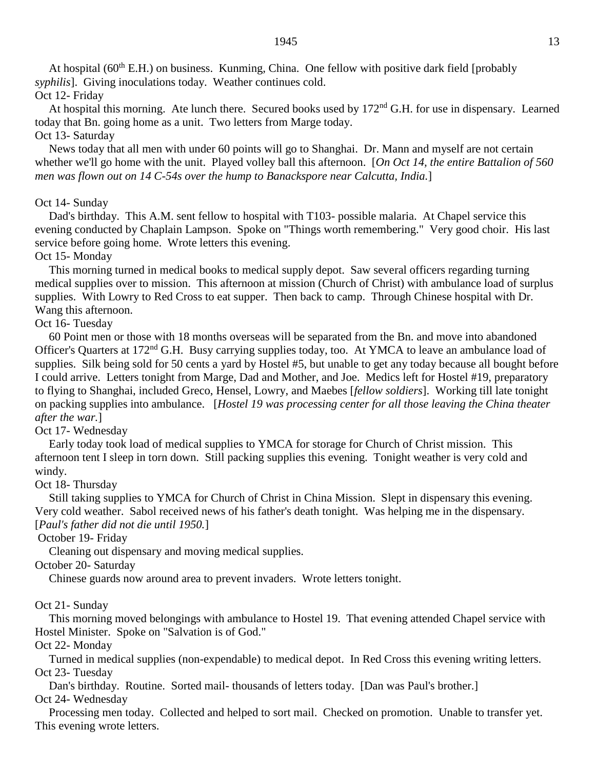At hospital (60th E.H.) on business. Kunming, China. One fellow with positive dark field [probably *syphilis*]. Giving inoculations today. Weather continues cold.

Oct 12- Friday

At hospital this morning. Ate lunch there. Secured books used by 172nd G.H. for use in dispensary. Learned today that Bn. going home as a unit. Two letters from Marge today.

Oct 13- Saturday

News today that all men with under 60 points will go to Shanghai. Dr. Mann and myself are not certain whether we'll go home with the unit. Played volley ball this afternoon. [*On Oct 14, the entire Battalion of 560 men was flown out on 14 C-54s over the hump to Banackspore near Calcutta, India.*]

Oct 14- Sunday

Dad's birthday. This A.M. sent fellow to hospital with T103- possible malaria. At Chapel service this evening conducted by Chaplain Lampson. Spoke on "Things worth remembering." Very good choir. His last service before going home. Wrote letters this evening.

Oct 15- Monday

This morning turned in medical books to medical supply depot. Saw several officers regarding turning medical supplies over to mission. This afternoon at mission (Church of Christ) with ambulance load of surplus supplies. With Lowry to Red Cross to eat supper. Then back to camp. Through Chinese hospital with Dr. Wang this afternoon.

Oct 16- Tuesday

60 Point men or those with 18 months overseas will be separated from the Bn. and move into abandoned Officer's Quarters at 172nd G.H. Busy carrying supplies today, too. At YMCA to leave an ambulance load of supplies. Silk being sold for 50 cents a yard by Hostel #5, but unable to get any today because all bought before I could arrive. Letters tonight from Marge, Dad and Mother, and Joe. Medics left for Hostel #19, preparatory to flying to Shanghai, included Greco, Hensel, Lowry, and Maebes [*fellow soldiers*]. Working till late tonight on packing supplies into ambulance. [*Hostel 19 was processing center for all those leaving the China theater after the war.*]

Oct 17- Wednesday

Early today took load of medical supplies to YMCA for storage for Church of Christ mission. This afternoon tent I sleep in torn down. Still packing supplies this evening. Tonight weather is very cold and windy.

Oct 18- Thursday

Still taking supplies to YMCA for Church of Christ in China Mission. Slept in dispensary this evening. Very cold weather. Sabol received news of his father's death tonight. Was helping me in the dispensary. [*Paul's father did not die until 1950.*]

October 19- Friday

Cleaning out dispensary and moving medical supplies.

October 20- Saturday

Chinese guards now around area to prevent invaders. Wrote letters tonight.

Oct 21- Sunday

This morning moved belongings with ambulance to Hostel 19. That evening attended Chapel service with Hostel Minister. Spoke on "Salvation is of God."

Oct 22- Monday

Turned in medical supplies (non-expendable) to medical depot. In Red Cross this evening writing letters.

Oct 23- Tuesday

Dan's birthday. Routine. Sorted mail- thousands of letters today. [Dan was Paul's brother.]

Oct 24- Wednesday

Processing men today. Collected and helped to sort mail. Checked on promotion. Unable to transfer yet. This evening wrote letters.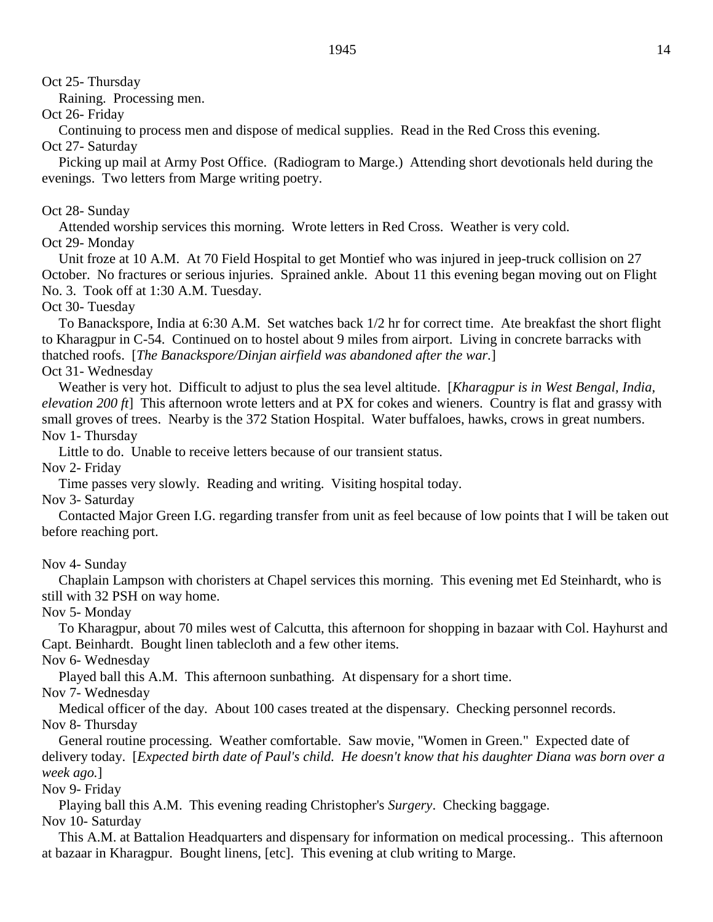Oct 25- Thursday

Raining. Processing men.

Oct 26- Friday

Continuing to process men and dispose of medical supplies. Read in the Red Cross this evening.

Oct 27- Saturday

Picking up mail at Army Post Office. (Radiogram to Marge.) Attending short devotionals held during the evenings. Two letters from Marge writing poetry.

Oct 28- Sunday

Attended worship services this morning. Wrote letters in Red Cross. Weather is very cold.

Oct 29- Monday

Unit froze at 10 A.M. At 70 Field Hospital to get Montief who was injured in jeep-truck collision on 27 October. No fractures or serious injuries. Sprained ankle. About 11 this evening began moving out on Flight No. 3. Took off at 1:30 A.M. Tuesday.

Oct 30- Tuesday

To Banackspore, India at 6:30 A.M. Set watches back 1/2 hr for correct time. Ate breakfast the short flight to Kharagpur in C-54. Continued on to hostel about 9 miles from airport. Living in concrete barracks with thatched roofs. [*The Banackspore/Dinjan airfield was abandoned after the war.*]

Oct 31- Wednesday

Weather is very hot. Difficult to adjust to plus the sea level altitude. [*Kharagpur is in West Bengal, India, elevation 200 ft*] This afternoon wrote letters and at PX for cokes and wieners. Country is flat and grassy with small groves of trees. Nearby is the 372 Station Hospital. Water buffaloes, hawks, crows in great numbers.

Nov 1- Thursday

Little to do. Unable to receive letters because of our transient status.

Nov 2- Friday

Time passes very slowly. Reading and writing. Visiting hospital today.

Nov 3- Saturday

Contacted Major Green I.G. regarding transfer from unit as feel because of low points that I will be taken out before reaching port.

Nov 4- Sunday

Chaplain Lampson with choristers at Chapel services this morning. This evening met Ed Steinhardt, who is still with 32 PSH on way home.

Nov 5- Monday

To Kharagpur, about 70 miles west of Calcutta, this afternoon for shopping in bazaar with Col. Hayhurst and Capt. Beinhardt. Bought linen tablecloth and a few other items.

Nov 6- Wednesday

Played ball this A.M. This afternoon sunbathing. At dispensary for a short time.

Nov 7- Wednesday

Medical officer of the day. About 100 cases treated at the dispensary. Checking personnel records.

Nov 8- Thursday

General routine processing. Weather comfortable. Saw movie, "Women in Green." Expected date of delivery today. [*Expected birth date of Paul's child. He doesn't know that his daughter Diana was born over a week ago.*]

Nov 9- Friday

Playing ball this A.M. This evening reading Christopher's *Surgery*. Checking baggage.

Nov 10- Saturday

This A.M. at Battalion Headquarters and dispensary for information on medical processing.. This afternoon at bazaar in Kharagpur. Bought linens, [etc]. This evening at club writing to Marge.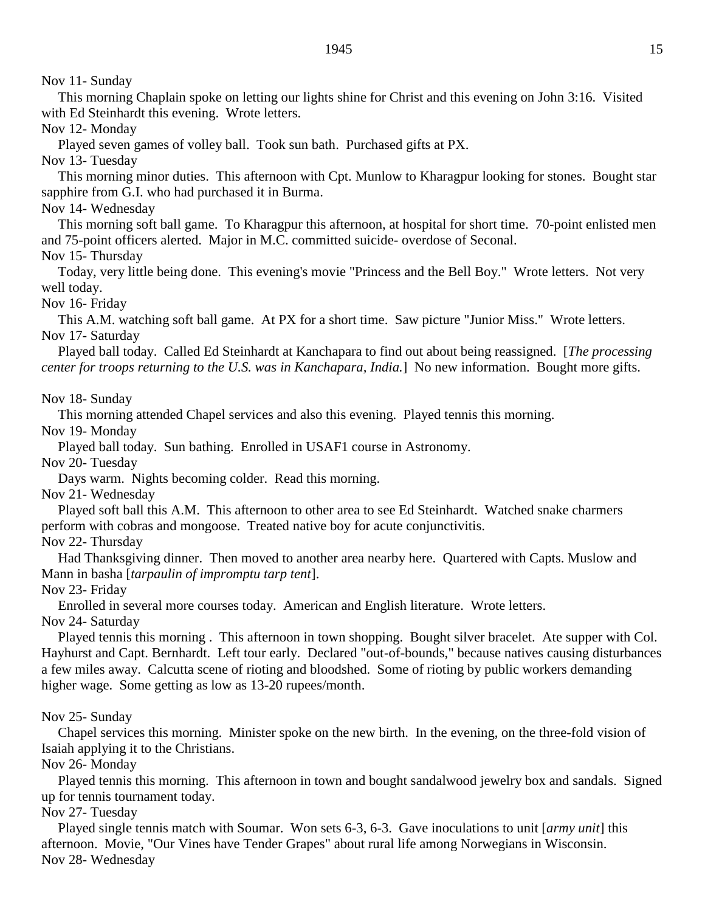Nov 11- Sunday

This morning Chaplain spoke on letting our lights shine for Christ and this evening on John 3:16. Visited with Ed Steinhardt this evening. Wrote letters.

Nov 12- Monday

Played seven games of volley ball. Took sun bath. Purchased gifts at PX.

Nov 13- Tuesday

This morning minor duties. This afternoon with Cpt. Munlow to Kharagpur looking for stones. Bought star sapphire from G.I. who had purchased it in Burma.

Nov 14- Wednesday

This morning soft ball game. To Kharagpur this afternoon, at hospital for short time. 70-point enlisted men and 75-point officers alerted. Major in M.C. committed suicide- overdose of Seconal.

Nov 15- Thursday

Today, very little being done. This evening's movie "Princess and the Bell Boy." Wrote letters. Not very well today.

Nov 16- Friday

This A.M. watching soft ball game. At PX for a short time. Saw picture "Junior Miss." Wrote letters.

Nov 17- Saturday

Played ball today. Called Ed Steinhardt at Kanchapara to find out about being reassigned. [*The processing center for troops returning to the U.S. was in Kanchapara, India.*] No new information. Bought more gifts.

Nov 18- Sunday

This morning attended Chapel services and also this evening. Played tennis this morning.

Nov 19- Monday

Played ball today. Sun bathing. Enrolled in USAF1 course in Astronomy.

Nov 20- Tuesday

Days warm. Nights becoming colder. Read this morning.

Nov 21- Wednesday

Played soft ball this A.M. This afternoon to other area to see Ed Steinhardt. Watched snake charmers perform with cobras and mongoose. Treated native boy for acute conjunctivitis.

Nov 22- Thursday

Had Thanksgiving dinner. Then moved to another area nearby here. Quartered with Capts. Muslow and Mann in basha [*tarpaulin of impromptu tarp tent*].

Nov 23- Friday

Enrolled in several more courses today. American and English literature. Wrote letters.

Nov 24- Saturday

Played tennis this morning . This afternoon in town shopping. Bought silver bracelet. Ate supper with Col. Hayhurst and Capt. Bernhardt. Left tour early. Declared "out-of-bounds," because natives causing disturbances a few miles away. Calcutta scene of rioting and bloodshed. Some of rioting by public workers demanding higher wage. Some getting as low as 13-20 rupees/month.

Nov 25- Sunday

Chapel services this morning. Minister spoke on the new birth. In the evening, on the three-fold vision of Isaiah applying it to the Christians.

Nov 26- Monday

Played tennis this morning. This afternoon in town and bought sandalwood jewelry box and sandals. Signed up for tennis tournament today.

Nov 27- Tuesday

Played single tennis match with Soumar. Won sets 6-3, 6-3. Gave inoculations to unit [*army unit*] this afternoon. Movie, "Our Vines have Tender Grapes" about rural life among Norwegians in Wisconsin.

Nov 28- Wednesday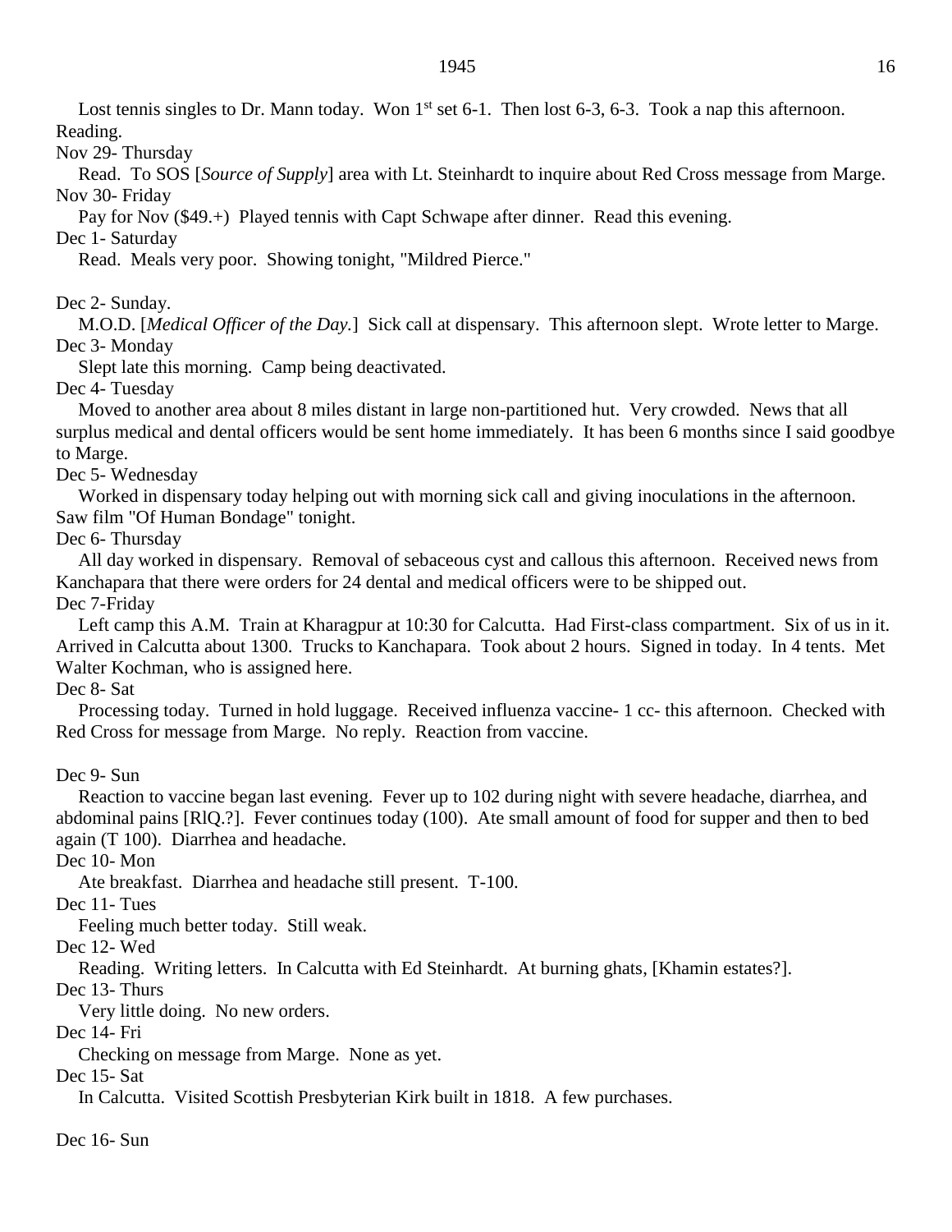Lost tennis singles to Dr. Mann today. Won 1st set 6-1. Then lost 6-3, 6-3. Took a nap this afternoon. Reading.

Nov 29- Thursday

Read. To SOS [*Source of Supply*] area with Lt. Steinhardt to inquire about Red Cross message from Marge.

Nov 30- Friday

Pay for Nov ($49.+) Played tennis with Capt Schwape after dinner. Read this evening.

Dec 1- Saturday

Read. Meals very poor. Showing tonight, "Mildred Pierce."

Dec 2- Sunday.

M.O.D. [*Medical Officer of the Day.*] Sick call at dispensary. This afternoon slept. Wrote letter to Marge.

Dec 3- Monday

Slept late this morning. Camp being deactivated.

Dec 4- Tuesday

Moved to another area about 8 miles distant in large non-partitioned hut. Very crowded. News that all surplus medical and dental officers would be sent home immediately. It has been 6 months since I said goodbye to Marge.

Dec 5- Wednesday

Worked in dispensary today helping out with morning sick call and giving inoculations in the afternoon. Saw film "Of Human Bondage" tonight.

Dec 6- Thursday

All day worked in dispensary. Removal of sebaceous cyst and callous this afternoon. Received news from Kanchapara that there were orders for 24 dental and medical officers were to be shipped out.

Dec 7-Friday

Left camp this A.M. Train at Kharagpur at 10:30 for Calcutta. Had First-class compartment. Six of us in it. Arrived in Calcutta about 1300. Trucks to Kanchapara. Took about 2 hours. Signed in today. In 4 tents. Met Walter Kochman, who is assigned here.

Dec 8- Sat

Processing today. Turned in hold luggage. Received influenza vaccine- 1 cc- this afternoon. Checked with Red Cross for message from Marge. No reply. Reaction from vaccine.

Dec 9- Sun

Reaction to vaccine began last evening. Fever up to 102 during night with severe headache, diarrhea, and abdominal pains [RlQ.?]. Fever continues today (100). Ate small amount of food for supper and then to bed again (T 100). Diarrhea and headache.

Dec 10- Mon

Ate breakfast. Diarrhea and headache still present. T-100.

Dec 11- Tues

Feeling much better today. Still weak.

Dec 12- Wed

Reading. Writing letters. In Calcutta with Ed Steinhardt. At burning ghats, [Khamin estates?].

Dec 13- Thurs

Very little doing. No new orders.

Dec 14- Fri

Checking on message from Marge. None as yet.

Dec 15- Sat

In Calcutta. Visited Scottish Presbyterian Kirk built in 1818. A few purchases.

Dec 16- Sun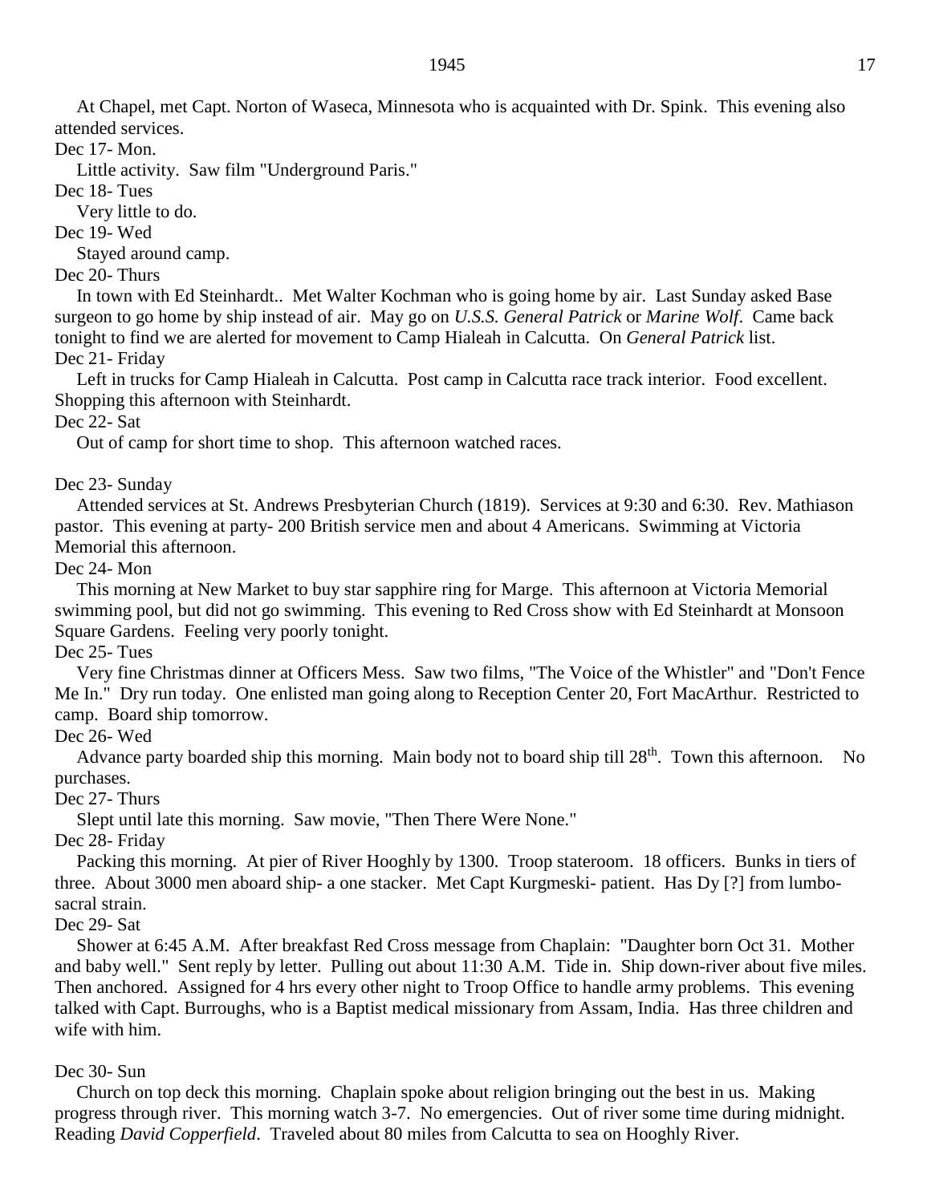At Chapel, met Capt. Norton of Waseca, Minnesota who is acquainted with Dr. Spink. This evening also attended services.

Dec 17- Mon.

Little activity. Saw film "Underground Paris."

Dec 18- Tues

Very little to do.

Dec 19- Wed

Stayed around camp.

Dec 20- Thurs

In town with Ed Steinhardt.. Met Walter Kochman who is going home by air. Last Sunday asked Base surgeon to go home by ship instead of air. May go on *U.S.S. General Patrick* or *Marine Wolf*. Came back tonight to find we are alerted for movement to Camp Hialeah in Calcutta. On *General Patrick* list.

Dec 21- Friday

Left in trucks for Camp Hialeah in Calcutta. Post camp in Calcutta race track interior. Food excellent. Shopping this afternoon with Steinhardt.

Dec 22- Sat

Out of camp for short time to shop. This afternoon watched races.

Dec 23- Sunday

Attended services at St. Andrews Presbyterian Church (1819). Services at 9:30 and 6:30. Rev. Mathiason pastor. This evening at party- 200 British service men and about 4 Americans. Swimming at Victoria Memorial this afternoon.

Dec 24- Mon

This morning at New Market to buy star sapphire ring for Marge. This afternoon at Victoria Memorial swimming pool, but did not go swimming. This evening to Red Cross show with Ed Steinhardt at Monsoon Square Gardens. Feeling very poorly tonight.

Dec 25- Tues

Very fine Christmas dinner at Officers Mess. Saw two films, "The Voice of the Whistler" and "Don't Fence Me In." Dry run today. One enlisted man going along to Reception Center 20, Fort MacArthur. Restricted to camp. Board ship tomorrow.

Dec 26- Wed

Advance party boarded ship this morning. Main body not to board ship till 28th. Town this afternoon. No purchases.

Dec 27- Thurs

Slept until late this morning. Saw movie, "Then There Were None."

Dec 28- Friday

Packing this morning. At pier of River Hooghly by 1300. Troop stateroom. 18 officers. Bunks in tiers of three. About 3000 men aboard ship- a one stacker. Met Capt Kurgmeski- patient. Has Dy [?] from lumbo-sacral strain.

Dec 29- Sat

Shower at 6:45 A.M. After breakfast Red Cross message from Chaplain: "Daughter born Oct 31. Mother and baby well." Sent reply by letter. Pulling out about 11:30 A.M. Tide in. Ship down-river about five miles. Then anchored. Assigned for 4 hrs every other night to Troop Office to handle army problems. This evening talked with Capt. Burroughs, who is a Baptist medical missionary from Assam, India. Has three children and wife with him.

Dec 30- Sun

Church on top deck this morning. Chaplain spoke about religion bringing out the best in us. Making progress through river. This morning watch 3-7. No emergencies. Out of river some time during midnight. Reading *David Copperfield*. Traveled about 80 miles from Calcutta to sea on Hooghly River.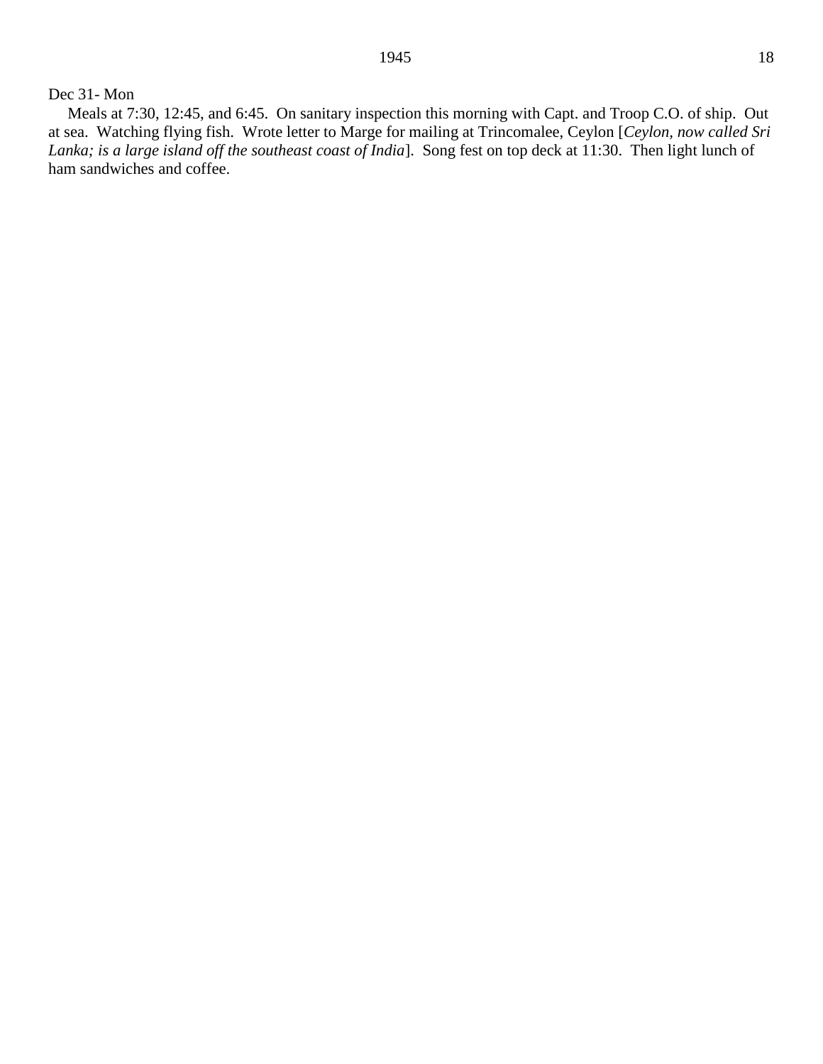Dec 31- Mon

Meals at 7:30, 12:45, and 6:45. On sanitary inspection this morning with Capt. and Troop C.O. of ship. Out at sea. Watching flying fish. Wrote letter to Marge for mailing at Trincomalee, Ceylon [*Ceylon, now called Sri Lanka; is a large island off the southeast coast of India*]. Song fest on top deck at 11:30. Then light lunch of ham sandwiches and coffee.